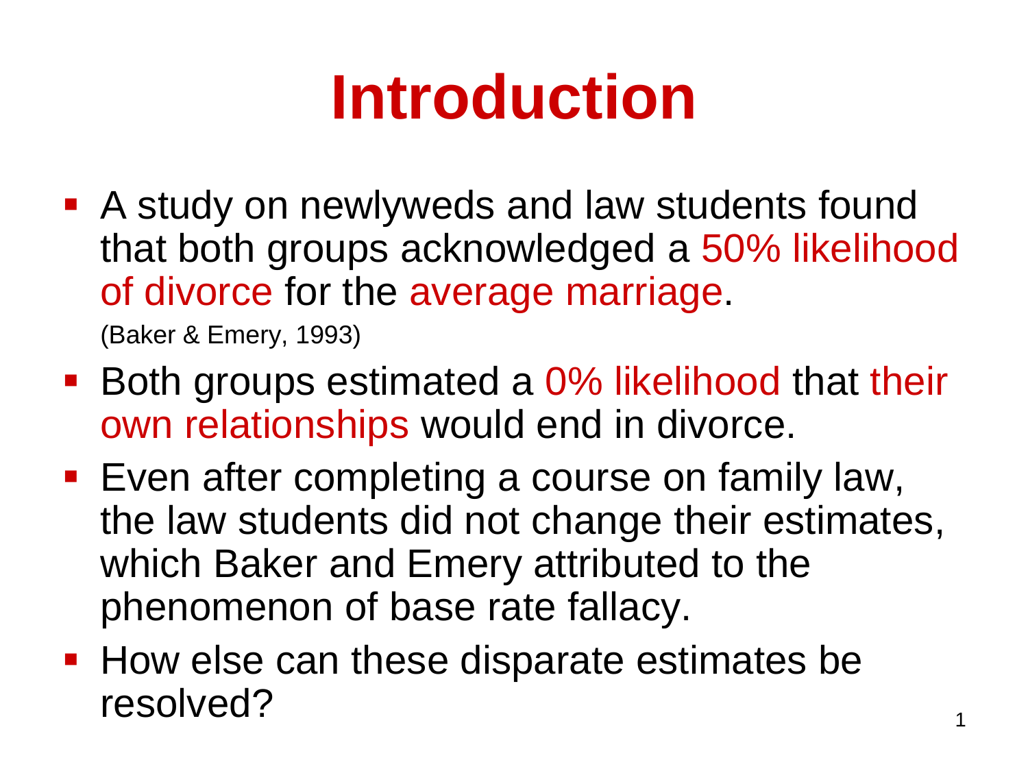# Introduction

- A study on newlyweds and law students found that both groups acknowledged a 50% likelihood of divorce for the average marriage.
  (Baker & Emery, 1993)
- Both groups estimated a 0% likelihood that their own relationships would end in divorce.
- Even after completing a course on family law, the law students did not change their estimates, which Baker and Emery attributed to the phenomenon of base rate fallacy.
- How else can these disparate estimates be resolved?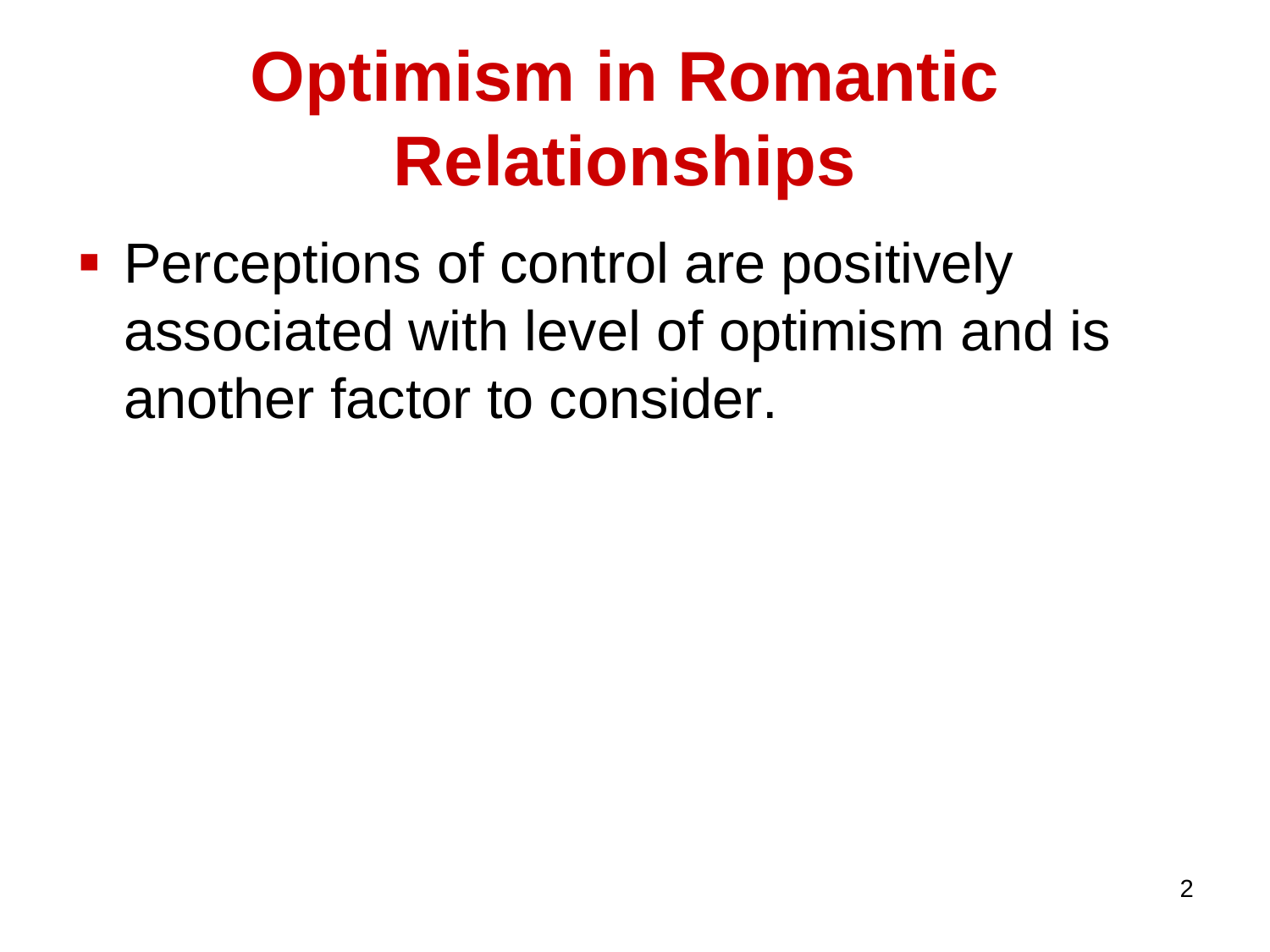# Optimism in Romantic Relationships

- Perceptions of control are positively associated with level of optimism and is another factor to consider.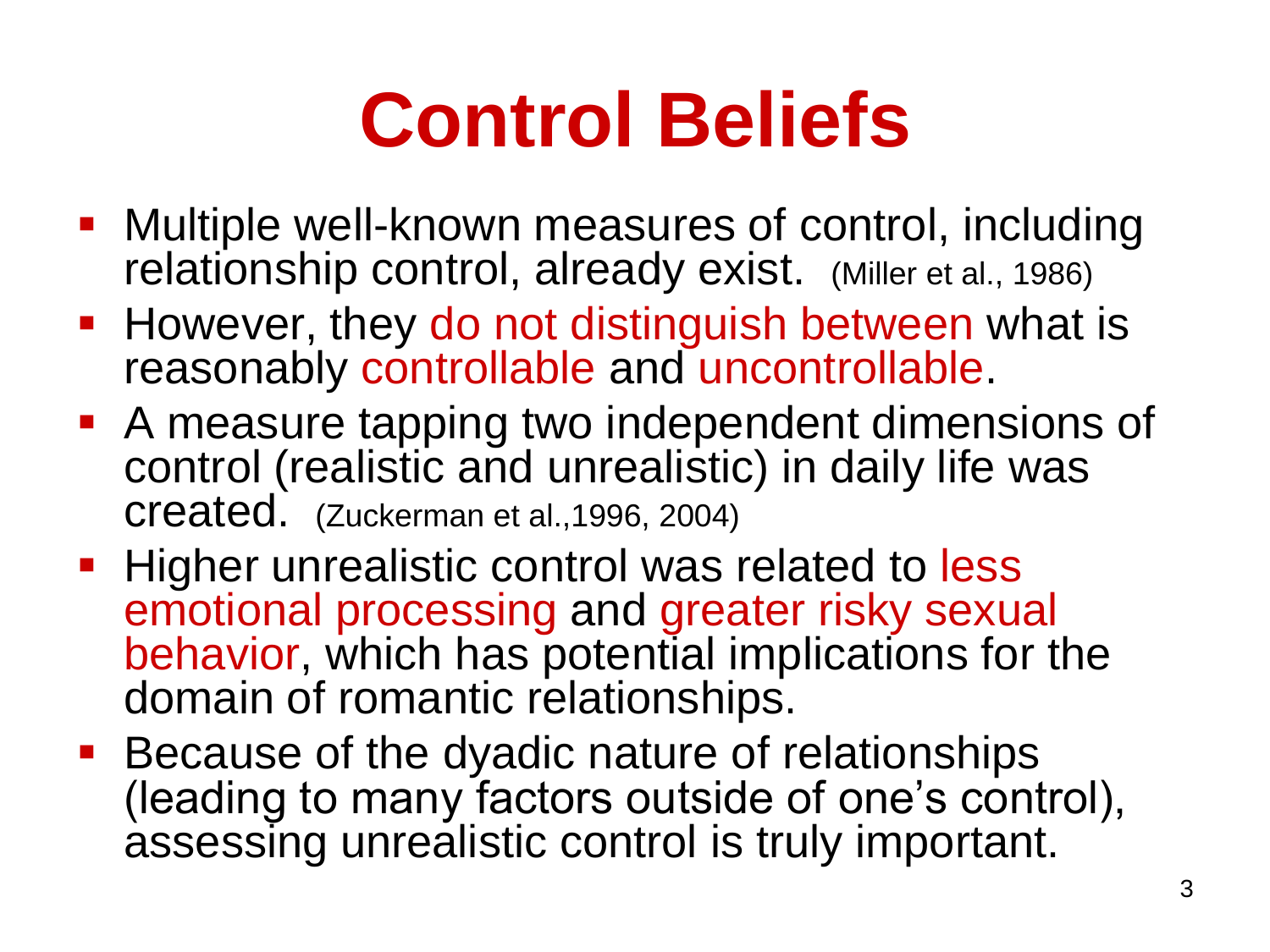# Control Beliefs

- Multiple well-known measures of control, including relationship control, already exist. (Miller et al., 1986)
- However, they do not distinguish between what is reasonably controllable and uncontrollable.
- A measure tapping two independent dimensions of control (realistic and unrealistic) in daily life was created. (Zuckerman et al.,1996, 2004)
- Higher unrealistic control was related to less emotional processing and greater risky sexual behavior, which has potential implications for the domain of romantic relationships.
- Because of the dyadic nature of relationships (leading to many factors outside of one's control), assessing unrealistic control is truly important.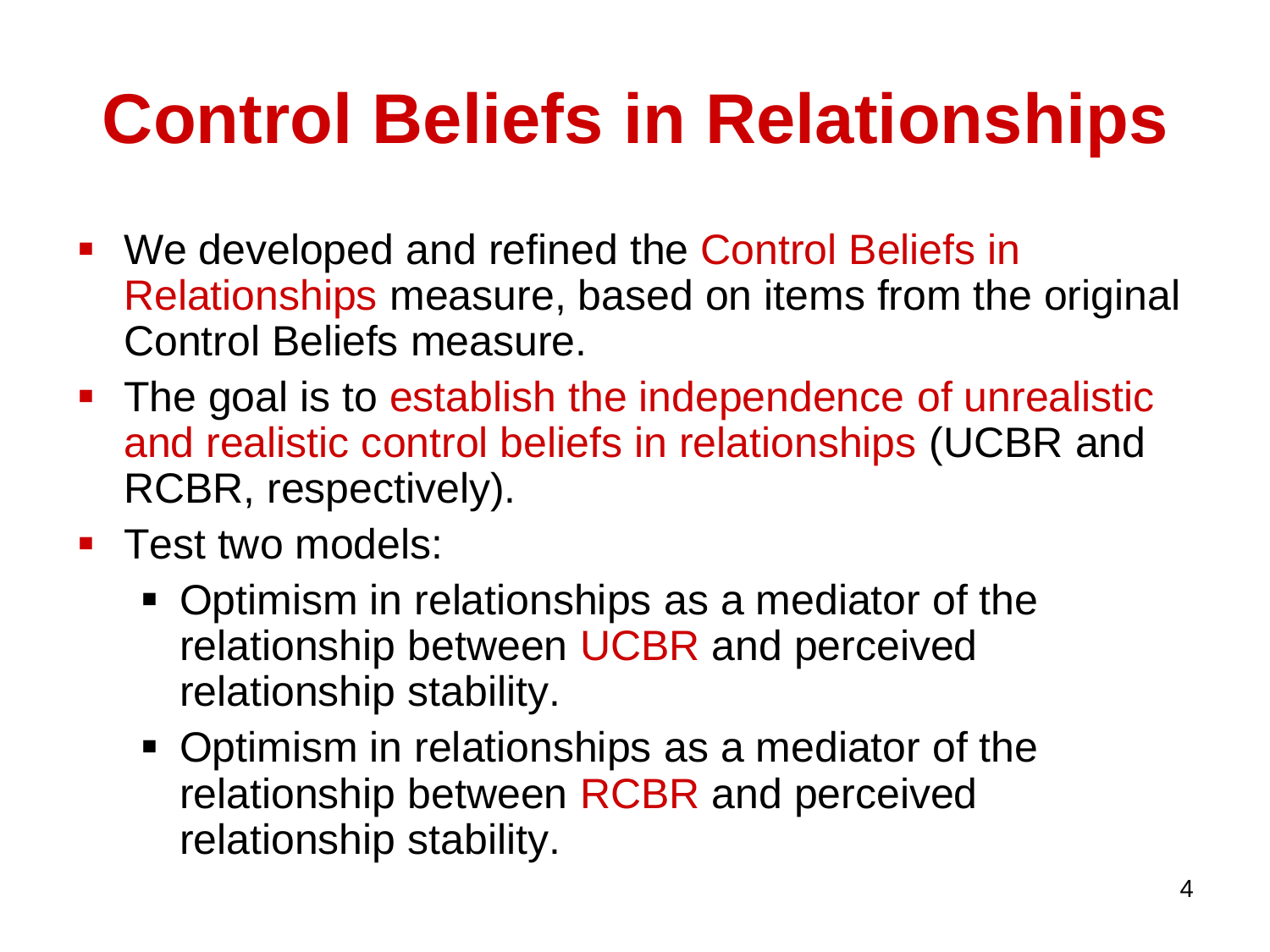# Control Beliefs in Relationships

- We developed and refined the Control Beliefs in Relationships measure, based on items from the original Control Beliefs measure.
- The goal is to establish the independence of unrealistic and realistic control beliefs in relationships (UCBR and RCBR, respectively).
- Test two models:
  - Optimism in relationships as a mediator of the relationship between UCBR and perceived relationship stability.
  - Optimism in relationships as a mediator of the relationship between RCBR and perceived relationship stability.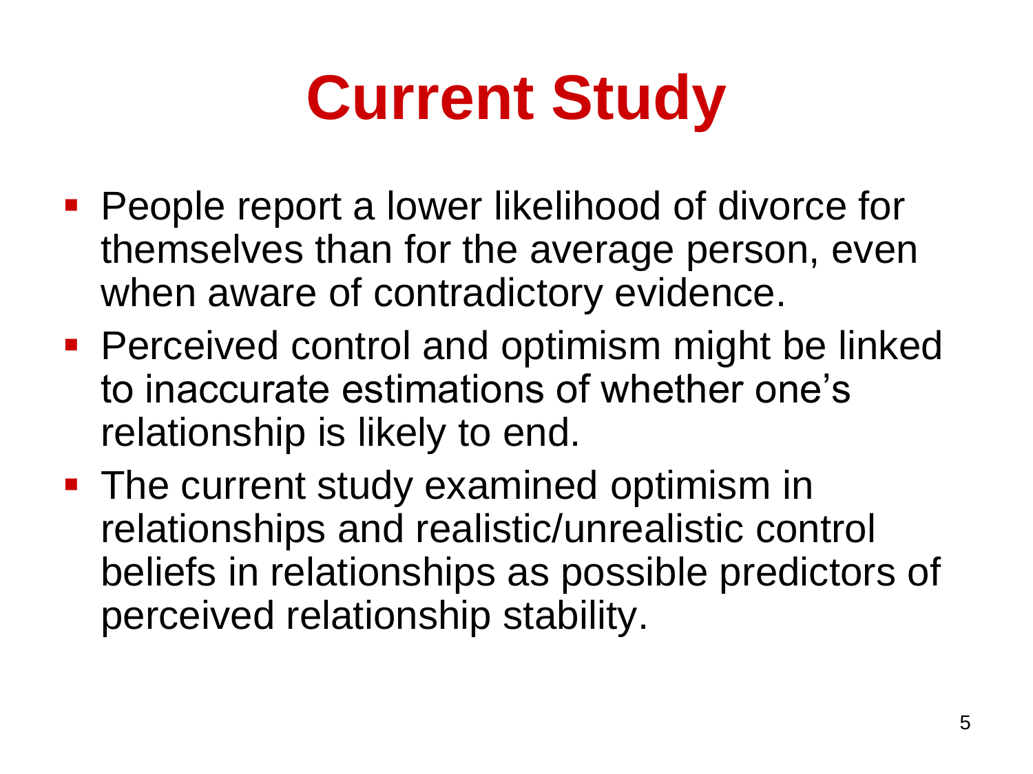# Current Study

- People report a lower likelihood of divorce for themselves than for the average person, even when aware of contradictory evidence.
- Perceived control and optimism might be linked to inaccurate estimations of whether one's relationship is likely to end.
- The current study examined optimism in relationships and realistic/unrealistic control beliefs in relationships as possible predictors of perceived relationship stability.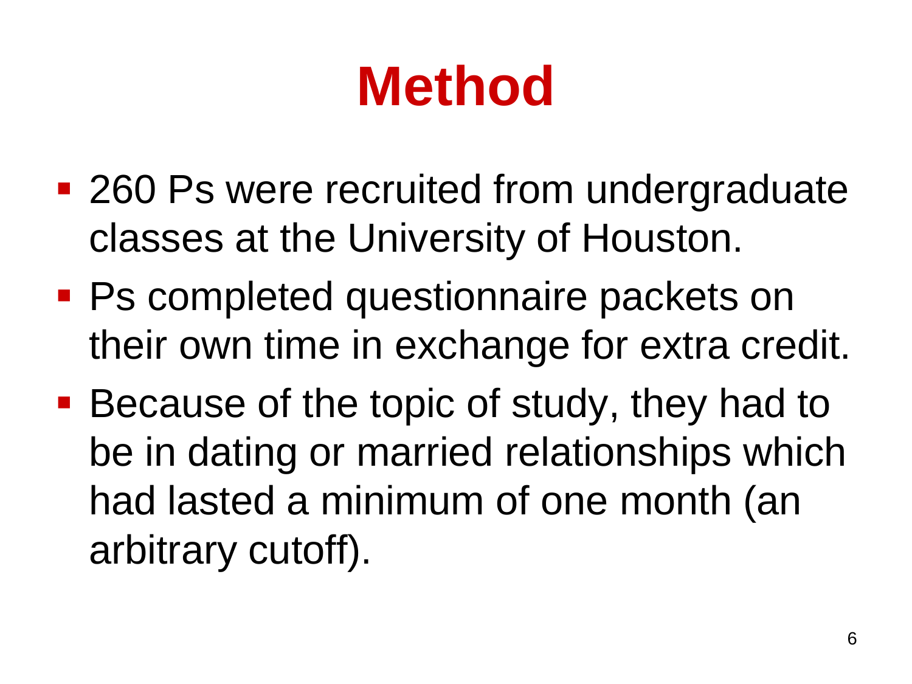# Method

- 260 Ps were recruited from undergraduate classes at the University of Houston.
- Ps completed questionnaire packets on their own time in exchange for extra credit.
- Because of the topic of study, they had to be in dating or married relationships which had lasted a minimum of one month (an arbitrary cutoff).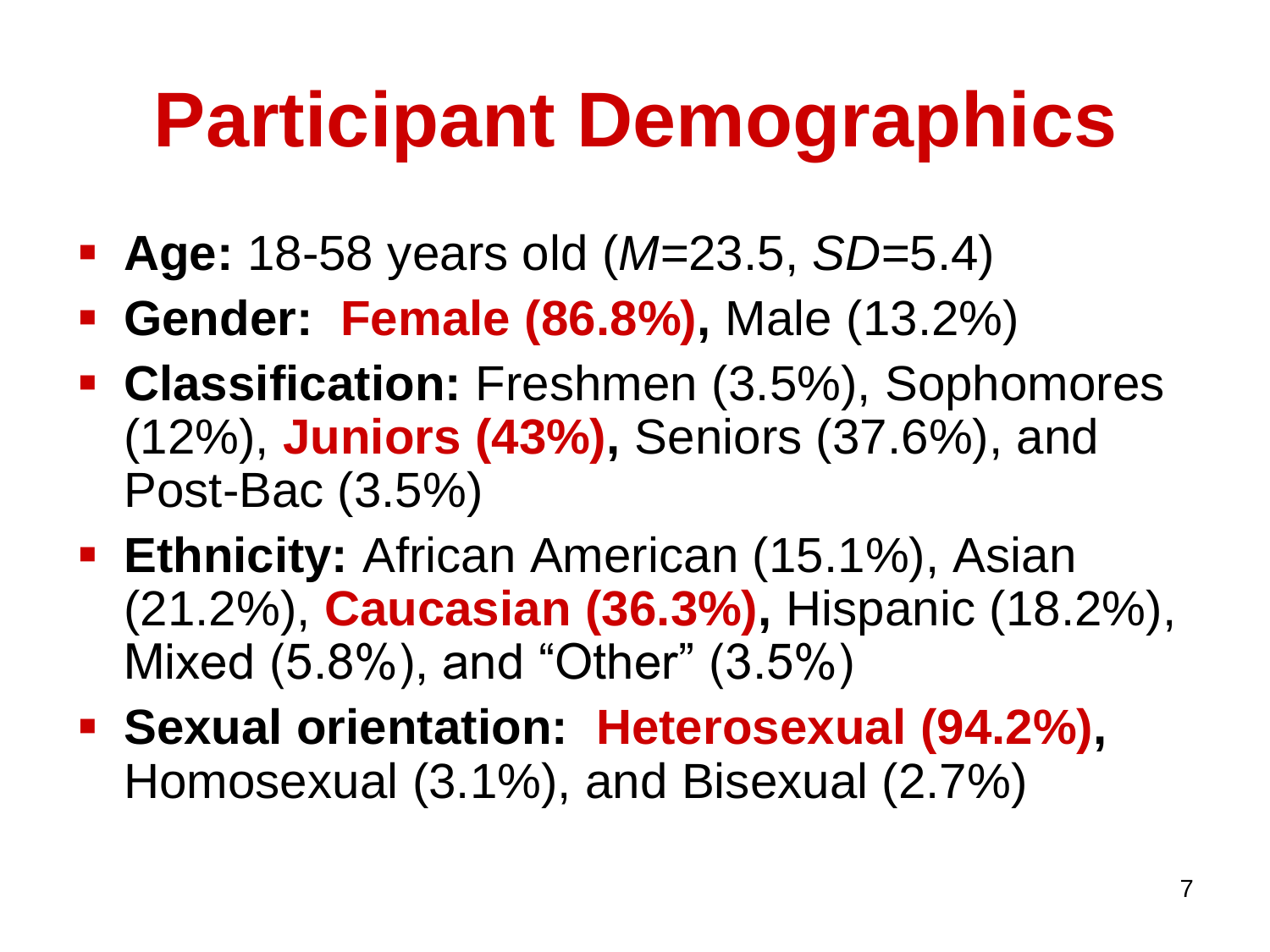# Participant Demographics

- **Age:** 18-58 years old (*M*=23.5, *SD*=5.4)
- **Gender: Female (86.8%),** Male (13.2%)
- **Classification:** Freshmen (3.5%), Sophomores (12%), **Juniors (43%),** Seniors (37.6%), and Post-Bac (3.5%)
- **Ethnicity:** African American (15.1%), Asian (21.2%), **Caucasian (36.3%),** Hispanic (18.2%), Mixed (5.8%), and "Other" (3.5%)
- **Sexual orientation: Heterosexual (94.2%),** Homosexual (3.1%), and Bisexual (2.7%)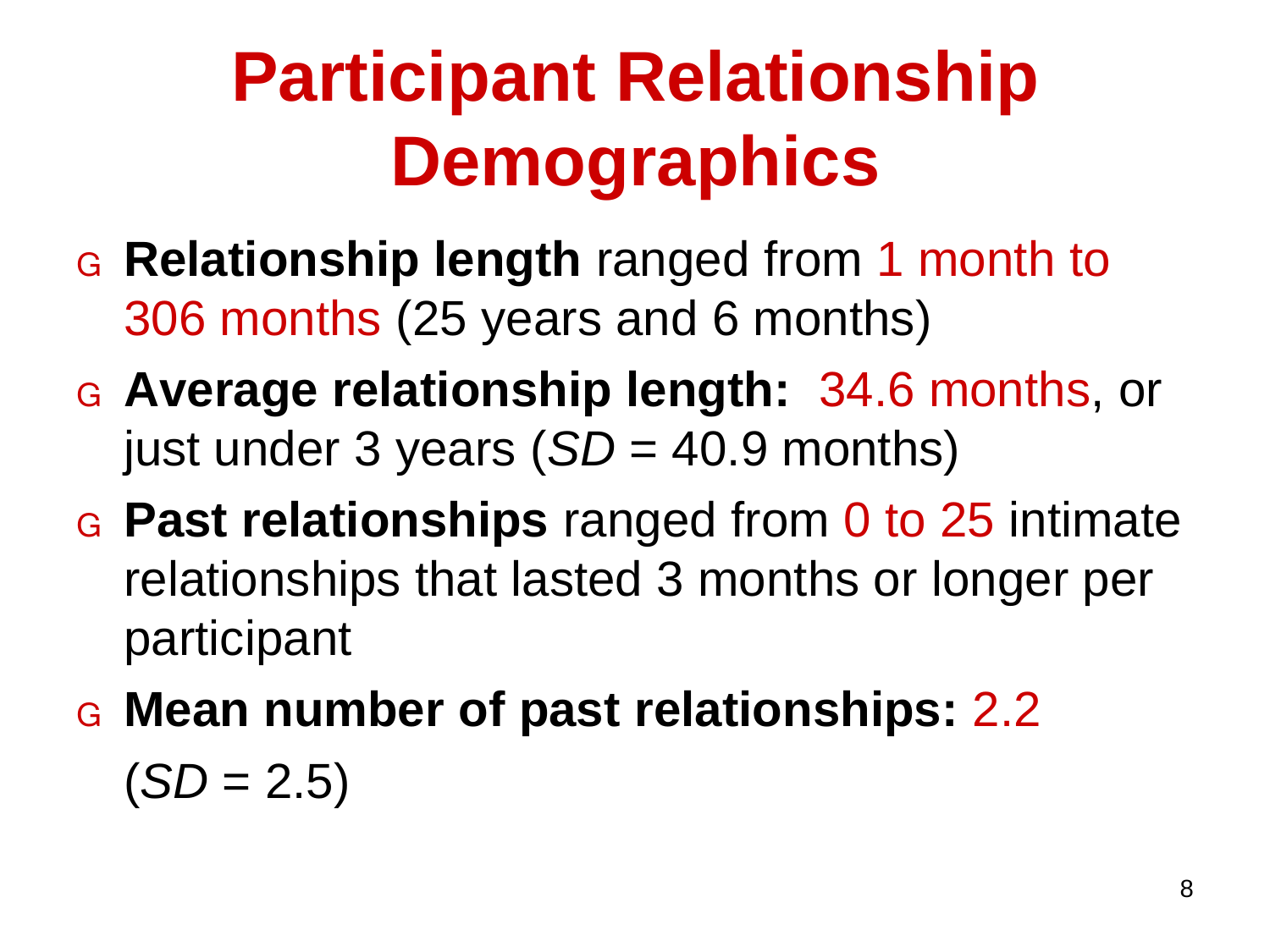# Participant Relationship Demographics

- **Relationship length** ranged from 1 month to 306 months (25 years and 6 months)
- **Average relationship length:** 34.6 months, or just under 3 years (*SD* = 40.9 months)
- **Past relationships** ranged from 0 to 25 intimate relationships that lasted 3 months or longer per participant
- **Mean number of past relationships:** 2.2 (*SD* = 2.5)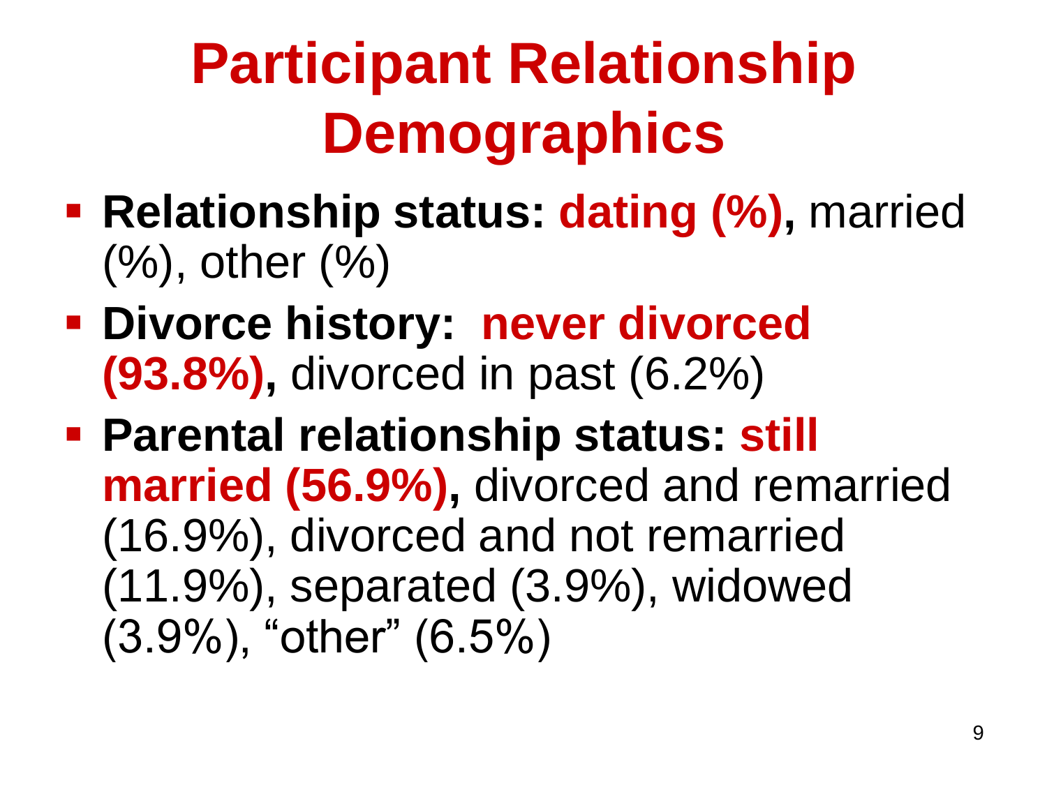# Participant Relationship Demographics

- **Relationship status: dating (%),** married (%), other (%)
- **Divorce history: never divorced (93.8%),** divorced in past (6.2%)
- **Parental relationship status: still married (56.9%),** divorced and remarried (16.9%), divorced and not remarried (11.9%), separated (3.9%), widowed (3.9%), "other" (6.5%)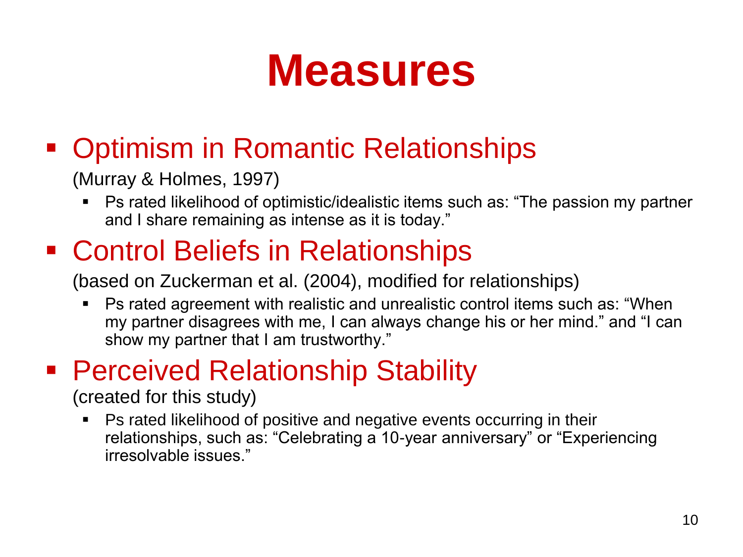# Measures

- Optimism in Romantic Relationships

  (Murray & Holmes, 1997)

  - Ps rated likelihood of optimistic/idealistic items such as: “The passion my partner and I share remaining as intense as it is today.”

- Control Beliefs in Relationships

  (based on Zuckerman et al. (2004), modified for relationships)

  - Ps rated agreement with realistic and unrealistic control items such as: “When my partner disagrees with me, I can always change his or her mind.” and “I can show my partner that I am trustworthy.”

- Perceived Relationship Stability

  (created for this study)

  - Ps rated likelihood of positive and negative events occurring in their relationships, such as: “Celebrating a 10-year anniversary” or “Experiencing irresolvable issues.”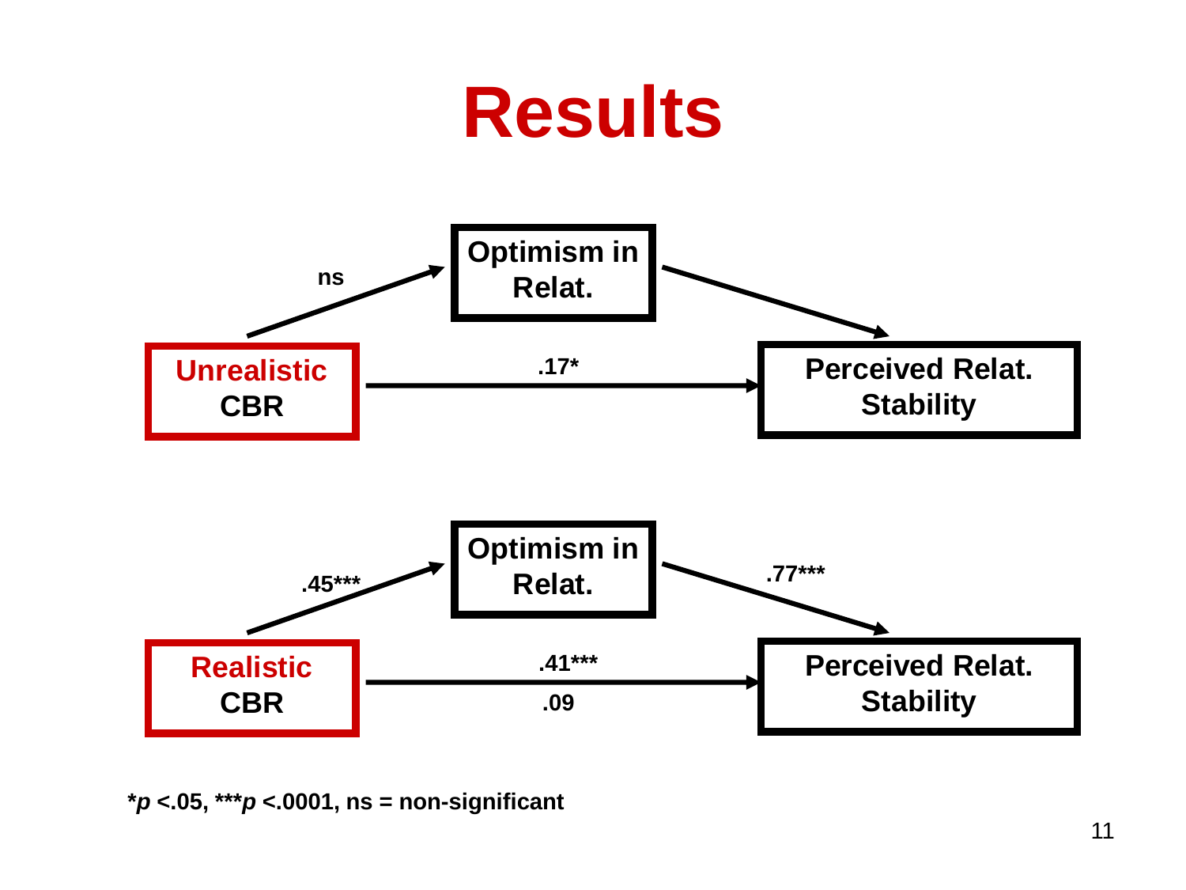# Results

Unrealistic CBR → (ns) → Optimism in Relat. → Perceived Relat. Stability

Unrealistic CBR → (.17*) → Perceived Relat. Stability

Realistic CBR → (.45***) → Optimism in Relat. → (.77***) → Perceived Relat. Stability

Realistic CBR → (.41***) (.09) → Perceived Relat. Stability

**\*$p$ <.05, \*\*\*$p$ <.0001, ns = non-significant**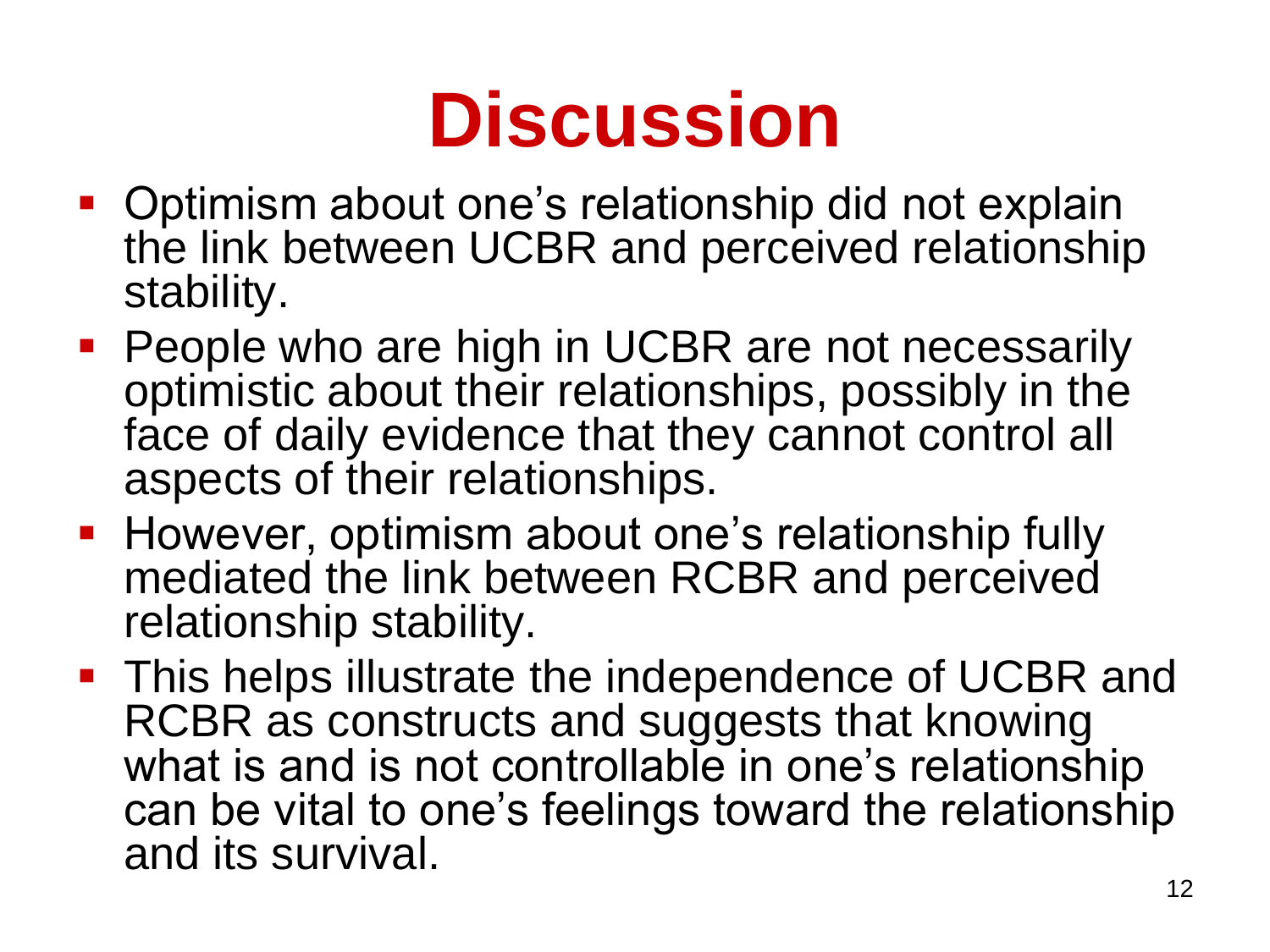# Discussion

- Optimism about one's relationship did not explain the link between UCBR and perceived relationship stability.
- People who are high in UCBR are not necessarily optimistic about their relationships, possibly in the face of daily evidence that they cannot control all aspects of their relationships.
- However, optimism about one's relationship fully mediated the link between RCBR and perceived relationship stability.
- This helps illustrate the independence of UCBR and RCBR as constructs and suggests that knowing what is and is not controllable in one's relationship can be vital to one's feelings toward the relationship and its survival.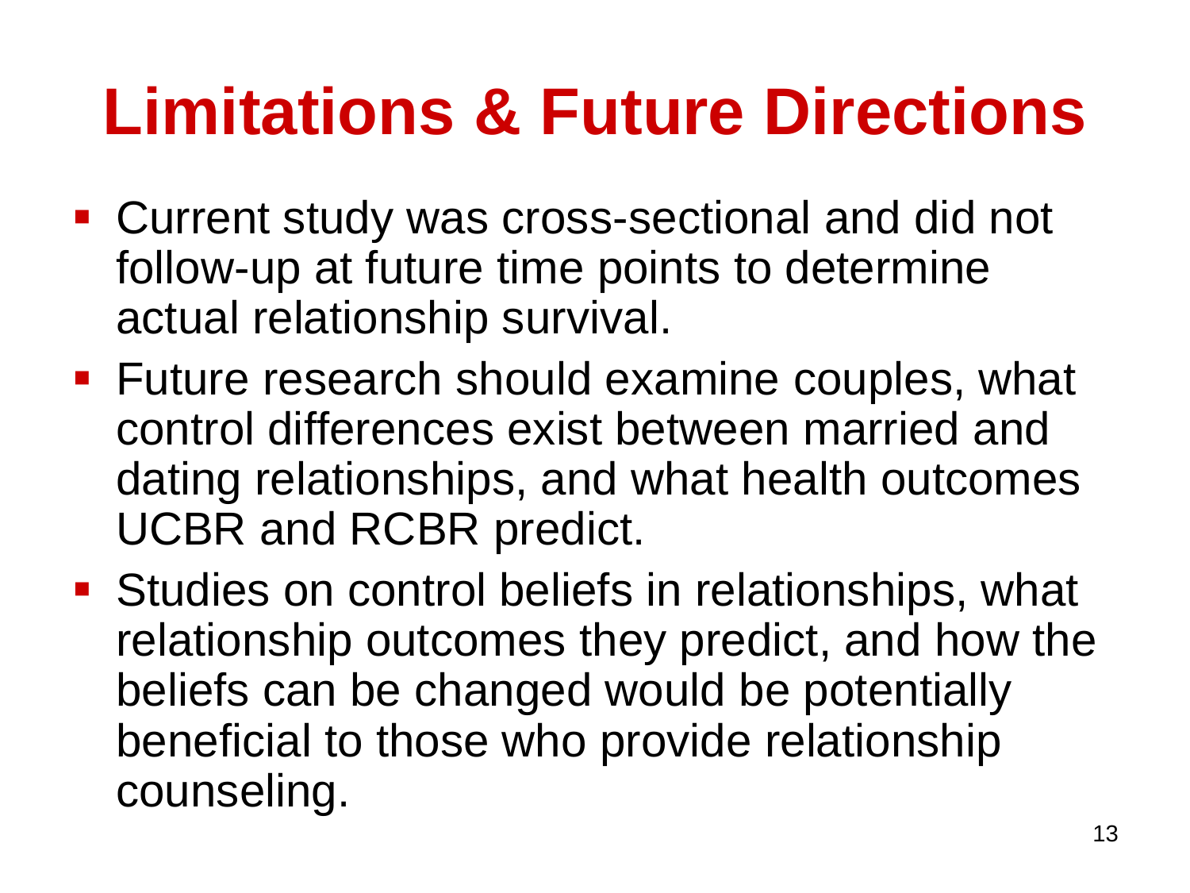# Limitations & Future Directions

- Current study was cross-sectional and did not follow-up at future time points to determine actual relationship survival.
- Future research should examine couples, what control differences exist between married and dating relationships, and what health outcomes UCBR and RCBR predict.
- Studies on control beliefs in relationships, what relationship outcomes they predict, and how the beliefs can be changed would be potentially beneficial to those who provide relationship counseling.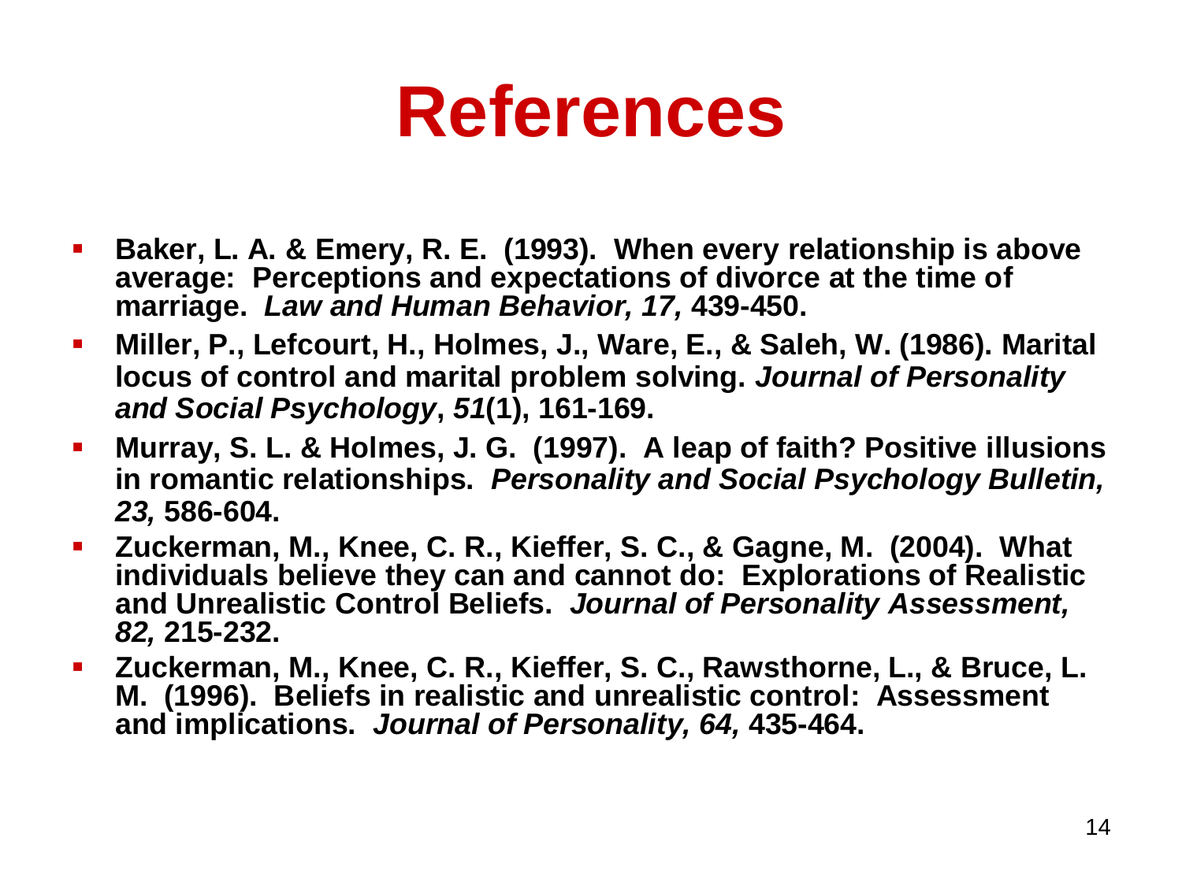# References

- **Baker, L. A. & Emery, R. E. (1993). When every relationship is above average: Perceptions and expectations of divorce at the time of marriage. *Law and Human Behavior, 17,* 439-450.**
- **Miller, P., Lefcourt, H., Holmes, J., Ware, E., & Saleh, W. (1986). Marital locus of control and marital problem solving. *Journal of Personality and Social Psychology*, *51*(1), 161-169.**
- **Murray, S. L. & Holmes, J. G. (1997). A leap of faith? Positive illusions in romantic relationships. *Personality and Social Psychology Bulletin, 23,* 586-604.**
- **Zuckerman, M., Knee, C. R., Kieffer, S. C., & Gagne, M. (2004). What individuals believe they can and cannot do: Explorations of Realistic and Unrealistic Control Beliefs. *Journal of Personality Assessment, 82,* 215-232.**
- **Zuckerman, M., Knee, C. R., Kieffer, S. C., Rawsthorne, L., & Bruce, L. M. (1996). Beliefs in realistic and unrealistic control: Assessment and implications. *Journal of Personality, 64,* 435-464.**